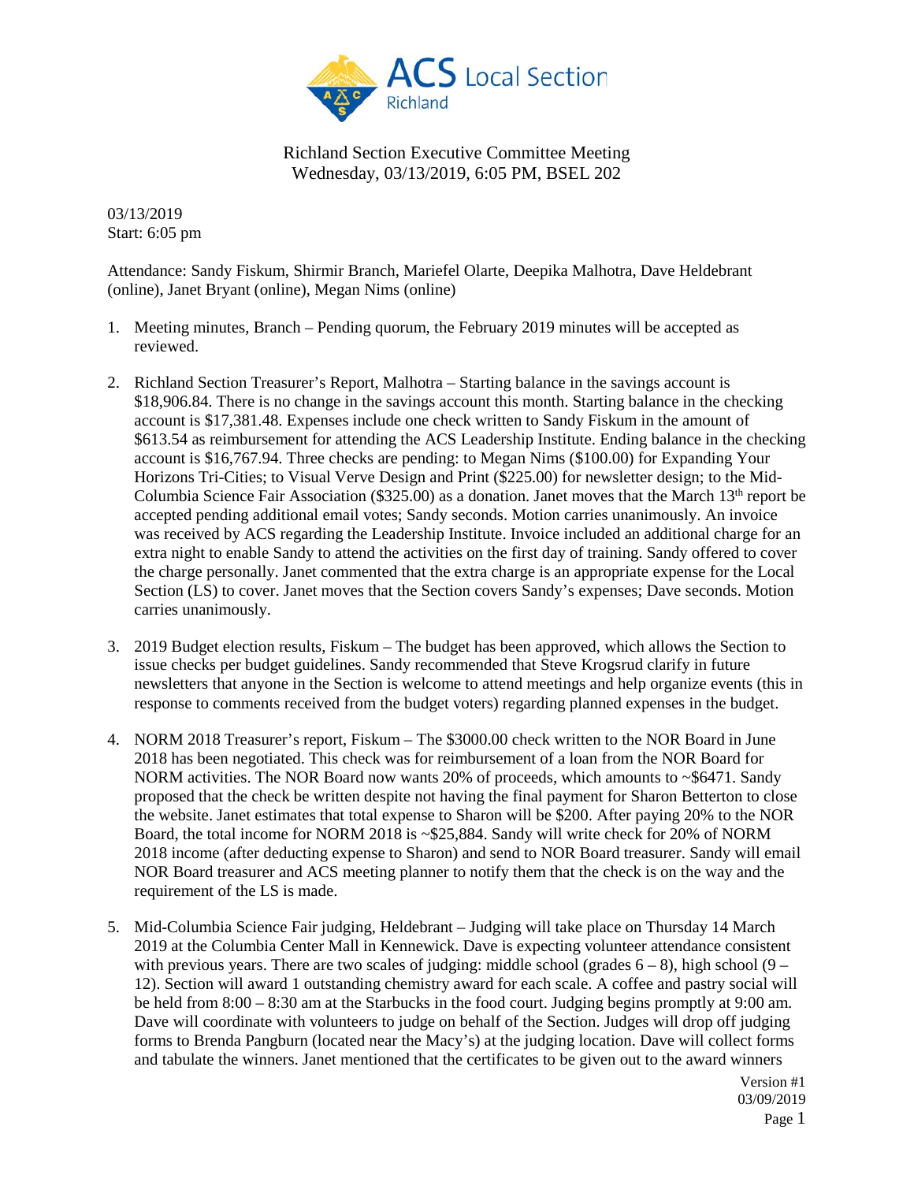Richland Section Executive Committee Meeting
Wednesday, 03/13/2019, 6:05 PM, BSEL 202

03/13/2019
Start: 6:05 pm

Attendance: Sandy Fiskum, Shirmir Branch, Mariefel Olarte, Deepika Malhotra, Dave Heldebrant (online), Janet Bryant (online), Megan Nims (online)

1. Meeting minutes, Branch – Pending quorum, the February 2019 minutes will be accepted as reviewed.

2. Richland Section Treasurer's Report, Malhotra – Starting balance in the savings account is \$18,906.84. There is no change in the savings account this month. Starting balance in the checking account is \$17,381.48. Expenses include one check written to Sandy Fiskum in the amount of \$613.54 as reimbursement for attending the ACS Leadership Institute. Ending balance in the checking account is \$16,767.94. Three checks are pending: to Megan Nims (\$100.00) for Expanding Your Horizons Tri-Cities; to Visual Verve Design and Print (\$225.00) for newsletter design; to the Mid-Columbia Science Fair Association (\$325.00) as a donation. Janet moves that the March 13th report be accepted pending additional email votes; Sandy seconds. Motion carries unanimously. An invoice was received by ACS regarding the Leadership Institute. Invoice included an additional charge for an extra night to enable Sandy to attend the activities on the first day of training. Sandy offered to cover the charge personally. Janet commented that the extra charge is an appropriate expense for the Local Section (LS) to cover. Janet moves that the Section covers Sandy's expenses; Dave seconds. Motion carries unanimously.

3. 2019 Budget election results, Fiskum – The budget has been approved, which allows the Section to issue checks per budget guidelines. Sandy recommended that Steve Krogsrud clarify in future newsletters that anyone in the Section is welcome to attend meetings and help organize events (this in response to comments received from the budget voters) regarding planned expenses in the budget.

4. NORM 2018 Treasurer's report, Fiskum – The \$3000.00 check written to the NOR Board in June 2018 has been negotiated. This check was for reimbursement of a loan from the NOR Board for NORM activities. The NOR Board now wants 20% of proceeds, which amounts to ~\$6471. Sandy proposed that the check be written despite not having the final payment for Sharon Betterton to close the website. Janet estimates that total expense to Sharon will be \$200. After paying 20% to the NOR Board, the total income for NORM 2018 is ~\$25,884. Sandy will write check for 20% of NORM 2018 income (after deducting expense to Sharon) and send to NOR Board treasurer. Sandy will email NOR Board treasurer and ACS meeting planner to notify them that the check is on the way and the requirement of the LS is made.

5. Mid-Columbia Science Fair judging, Heldebrant – Judging will take place on Thursday 14 March 2019 at the Columbia Center Mall in Kennewick. Dave is expecting volunteer attendance consistent with previous years. There are two scales of judging: middle school (grades 6 – 8), high school (9 – 12). Section will award 1 outstanding chemistry award for each scale. A coffee and pastry social will be held from 8:00 – 8:30 am at the Starbucks in the food court. Judging begins promptly at 9:00 am. Dave will coordinate with volunteers to judge on behalf of the Section. Judges will drop off judging forms to Brenda Pangburn (located near the Macy's) at the judging location. Dave will collect forms and tabulate the winners. Janet mentioned that the certificates to be given out to the award winners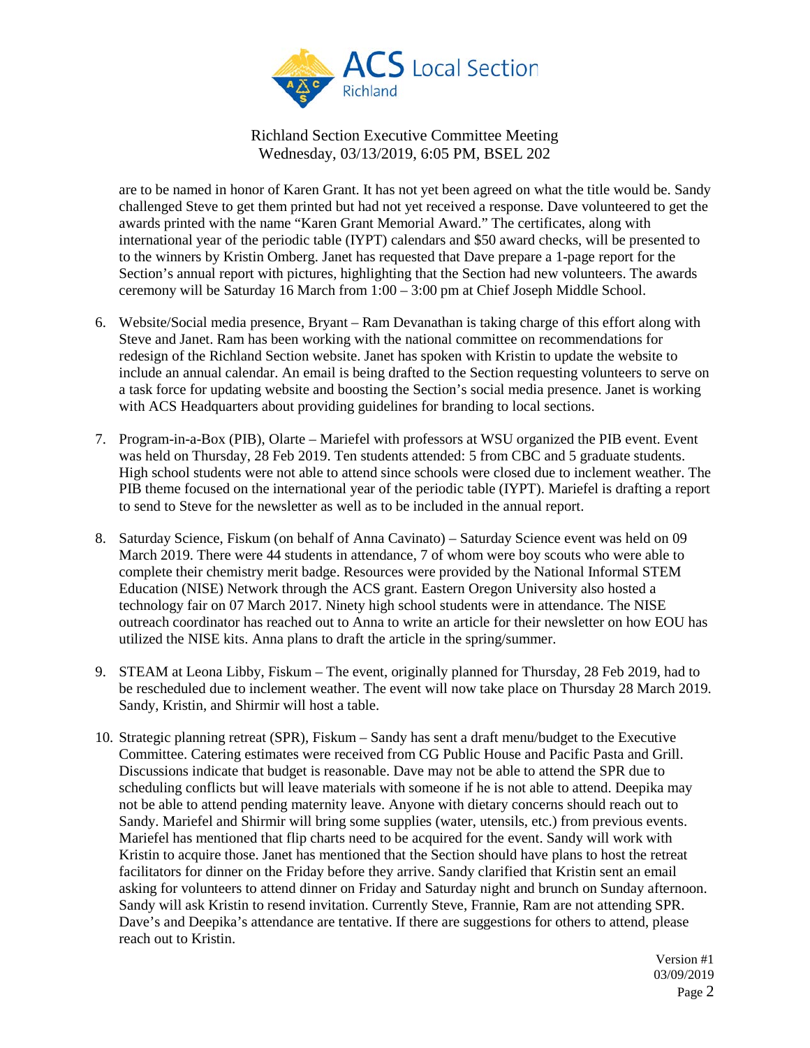are to be named in honor of Karen Grant. It has not yet been agreed on what the title would be. Sandy challenged Steve to get them printed but had not yet received a response. Dave volunteered to get the awards printed with the name "Karen Grant Memorial Award." The certificates, along with international year of the periodic table (IYPT) calendars and $50 award checks, will be presented to to the winners by Kristin Omberg. Janet has requested that Dave prepare a 1-page report for the Section's annual report with pictures, highlighting that the Section had new volunteers. The awards ceremony will be Saturday 16 March from 1:00 – 3:00 pm at Chief Joseph Middle School.

6. Website/Social media presence, Bryant – Ram Devanathan is taking charge of this effort along with Steve and Janet. Ram has been working with the national committee on recommendations for redesign of the Richland Section website. Janet has spoken with Kristin to update the website to include an annual calendar. An email is being drafted to the Section requesting volunteers to serve on a task force for updating website and boosting the Section's social media presence. Janet is working with ACS Headquarters about providing guidelines for branding to local sections.

7. Program-in-a-Box (PIB), Olarte – Mariefel with professors at WSU organized the PIB event. Event was held on Thursday, 28 Feb 2019. Ten students attended: 5 from CBC and 5 graduate students. High school students were not able to attend since schools were closed due to inclement weather. The PIB theme focused on the international year of the periodic table (IYPT). Mariefel is drafting a report to send to Steve for the newsletter as well as to be included in the annual report.

8. Saturday Science, Fiskum (on behalf of Anna Cavinato) – Saturday Science event was held on 09 March 2019. There were 44 students in attendance, 7 of whom were boy scouts who were able to complete their chemistry merit badge. Resources were provided by the National Informal STEM Education (NISE) Network through the ACS grant. Eastern Oregon University also hosted a technology fair on 07 March 2017. Ninety high school students were in attendance. The NISE outreach coordinator has reached out to Anna to write an article for their newsletter on how EOU has utilized the NISE kits. Anna plans to draft the article in the spring/summer.

9. STEAM at Leona Libby, Fiskum – The event, originally planned for Thursday, 28 Feb 2019, had to be rescheduled due to inclement weather. The event will now take place on Thursday 28 March 2019. Sandy, Kristin, and Shirmir will host a table.

10. Strategic planning retreat (SPR), Fiskum – Sandy has sent a draft menu/budget to the Executive Committee. Catering estimates were received from CG Public House and Pacific Pasta and Grill. Discussions indicate that budget is reasonable. Dave may not be able to attend the SPR due to scheduling conflicts but will leave materials with someone if he is not able to attend. Deepika may not be able to attend pending maternity leave. Anyone with dietary concerns should reach out to Sandy. Mariefel and Shirmir will bring some supplies (water, utensils, etc.) from previous events. Mariefel has mentioned that flip charts need to be acquired for the event. Sandy will work with Kristin to acquire those. Janet has mentioned that the Section should have plans to host the retreat facilitators for dinner on the Friday before they arrive. Sandy clarified that Kristin sent an email asking for volunteers to attend dinner on Friday and Saturday night and brunch on Sunday afternoon. Sandy will ask Kristin to resend invitation. Currently Steve, Frannie, Ram are not attending SPR. Dave's and Deepika's attendance are tentative. If there are suggestions for others to attend, please reach out to Kristin.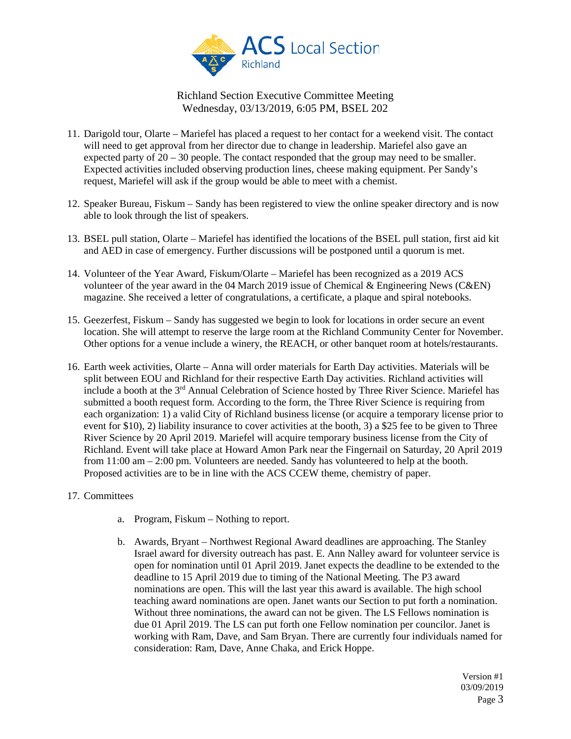Richland Section Executive Committee Meeting
Wednesday, 03/13/2019, 6:05 PM, BSEL 202

11. Darigold tour, Olarte – Mariefel has placed a request to her contact for a weekend visit. The contact will need to get approval from her director due to change in leadership. Mariefel also gave an expected party of 20 – 30 people. The contact responded that the group may need to be smaller. Expected activities included observing production lines, cheese making equipment. Per Sandy's request, Mariefel will ask if the group would be able to meet with a chemist.

12. Speaker Bureau, Fiskum – Sandy has been registered to view the online speaker directory and is now able to look through the list of speakers.

13. BSEL pull station, Olarte – Mariefel has identified the locations of the BSEL pull station, first aid kit and AED in case of emergency. Further discussions will be postponed until a quorum is met.

14. Volunteer of the Year Award, Fiskum/Olarte – Mariefel has been recognized as a 2019 ACS volunteer of the year award in the 04 March 2019 issue of Chemical & Engineering News (C&EN) magazine. She received a letter of congratulations, a certificate, a plaque and spiral notebooks.

15. Geezerfest, Fiskum – Sandy has suggested we begin to look for locations in order secure an event location. She will attempt to reserve the large room at the Richland Community Center for November. Other options for a venue include a winery, the REACH, or other banquet room at hotels/restaurants.

16. Earth week activities, Olarte – Anna will order materials for Earth Day activities. Materials will be split between EOU and Richland for their respective Earth Day activities. Richland activities will include a booth at the 3rd Annual Celebration of Science hosted by Three River Science. Mariefel has submitted a booth request form. According to the form, the Three River Science is requiring from each organization: 1) a valid City of Richland business license (or acquire a temporary license prior to event for $10), 2) liability insurance to cover activities at the booth, 3) a $25 fee to be given to Three River Science by 20 April 2019. Mariefel will acquire temporary business license from the City of Richland. Event will take place at Howard Amon Park near the Fingernail on Saturday, 20 April 2019 from 11:00 am – 2:00 pm. Volunteers are needed. Sandy has volunteered to help at the booth. Proposed activities are to be in line with the ACS CCEW theme, chemistry of paper.

17. Committees

    a. Program, Fiskum – Nothing to report.

    b. Awards, Bryant – Northwest Regional Award deadlines are approaching. The Stanley Israel award for diversity outreach has past. E. Ann Nalley award for volunteer service is open for nomination until 01 April 2019. Janet expects the deadline to be extended to the deadline to 15 April 2019 due to timing of the National Meeting. The P3 award nominations are open. This will the last year this award is available. The high school teaching award nominations are open. Janet wants our Section to put forth a nomination. Without three nominations, the award can not be given. The LS Fellows nomination is due 01 April 2019. The LS can put forth one Fellow nomination per councilor. Janet is working with Ram, Dave, and Sam Bryan. There are currently four individuals named for consideration: Ram, Dave, Anne Chaka, and Erick Hoppe.

Version #1
03/09/2019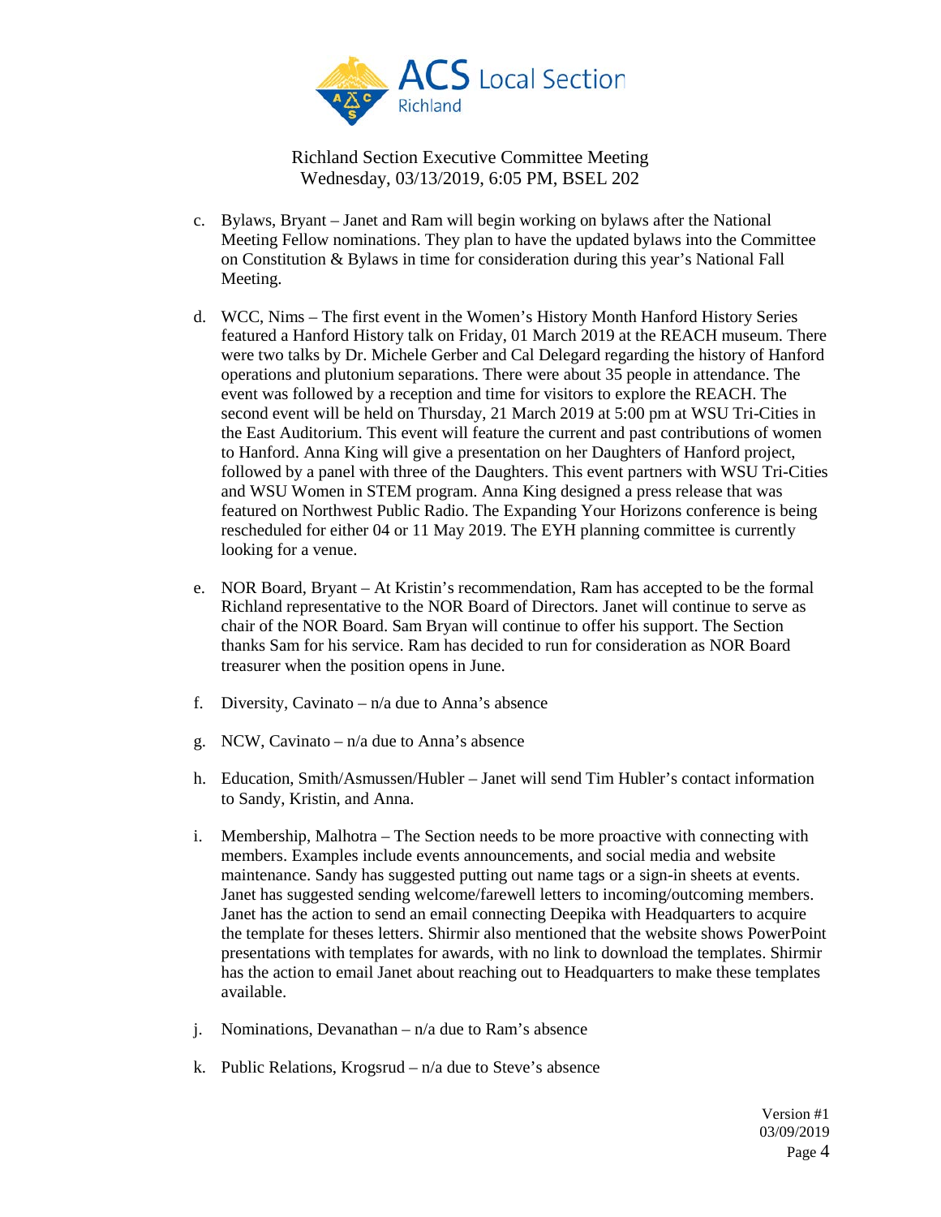Richland Section Executive Committee Meeting
Wednesday, 03/13/2019, 6:05 PM, BSEL 202

c. Bylaws, Bryant – Janet and Ram will begin working on bylaws after the National Meeting Fellow nominations. They plan to have the updated bylaws into the Committee on Constitution & Bylaws in time for consideration during this year's National Fall Meeting.

d. WCC, Nims – The first event in the Women's History Month Hanford History Series featured a Hanford History talk on Friday, 01 March 2019 at the REACH museum. There were two talks by Dr. Michele Gerber and Cal Delegard regarding the history of Hanford operations and plutonium separations. There were about 35 people in attendance. The event was followed by a reception and time for visitors to explore the REACH. The second event will be held on Thursday, 21 March 2019 at 5:00 pm at WSU Tri-Cities in the East Auditorium. This event will feature the current and past contributions of women to Hanford. Anna King will give a presentation on her Daughters of Hanford project, followed by a panel with three of the Daughters. This event partners with WSU Tri-Cities and WSU Women in STEM program. Anna King designed a press release that was featured on Northwest Public Radio. The Expanding Your Horizons conference is being rescheduled for either 04 or 11 May 2019. The EYH planning committee is currently looking for a venue.

e. NOR Board, Bryant – At Kristin's recommendation, Ram has accepted to be the formal Richland representative to the NOR Board of Directors. Janet will continue to serve as chair of the NOR Board. Sam Bryan will continue to offer his support. The Section thanks Sam for his service. Ram has decided to run for consideration as NOR Board treasurer when the position opens in June.

f. Diversity, Cavinato – n/a due to Anna's absence

g. NCW, Cavinato – n/a due to Anna's absence

h. Education, Smith/Asmussen/Hubler – Janet will send Tim Hubler's contact information to Sandy, Kristin, and Anna.

i. Membership, Malhotra – The Section needs to be more proactive with connecting with members. Examples include events announcements, and social media and website maintenance. Sandy has suggested putting out name tags or a sign-in sheets at events. Janet has suggested sending welcome/farewell letters to incoming/outcoming members. Janet has the action to send an email connecting Deepika with Headquarters to acquire the template for theses letters. Shirmir also mentioned that the website shows PowerPoint presentations with templates for awards, with no link to download the templates. Shirmir has the action to email Janet about reaching out to Headquarters to make these templates available.

j. Nominations, Devanathan – n/a due to Ram's absence

k. Public Relations, Krogsrud – n/a due to Steve's absence

Version #1
03/09/2019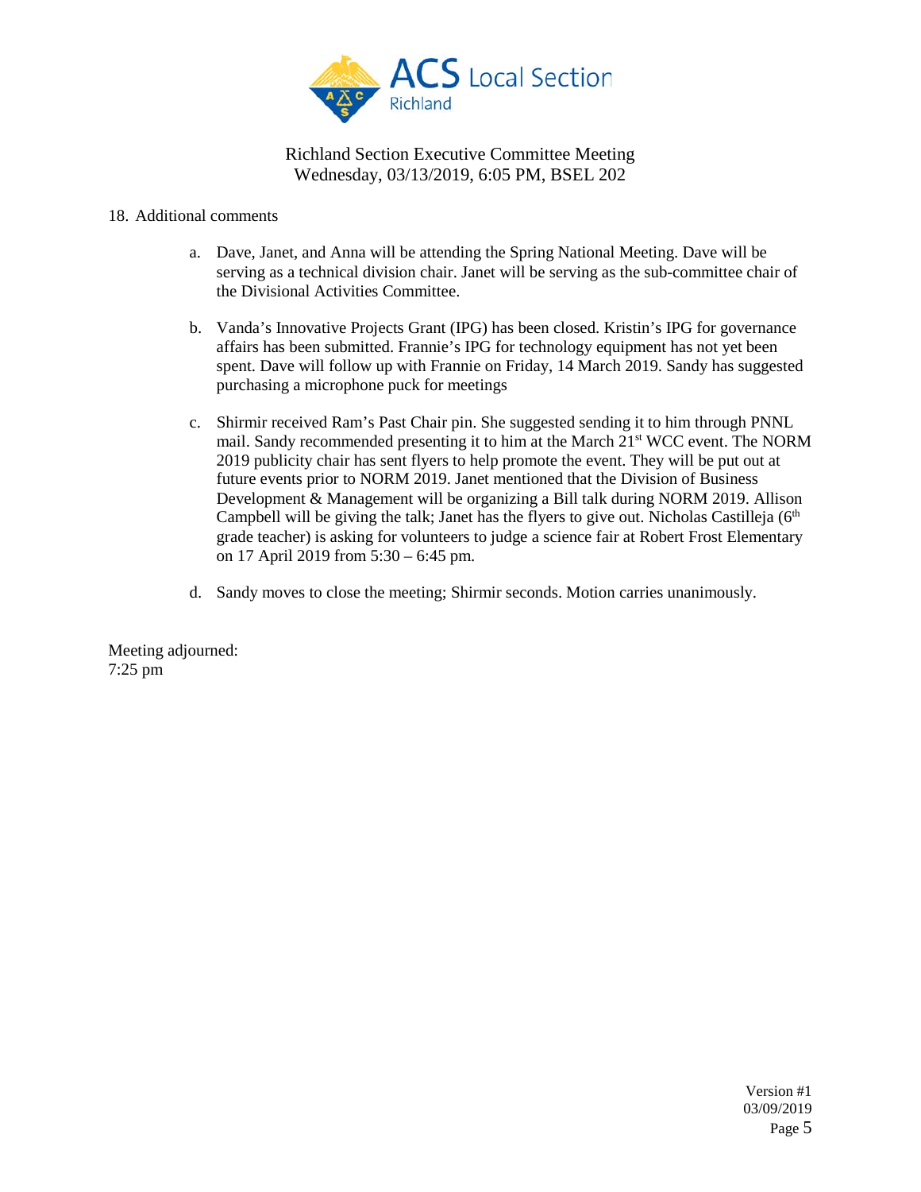18. Additional comments

   a. Dave, Janet, and Anna will be attending the Spring National Meeting. Dave will be serving as a technical division chair. Janet will be serving as the sub-committee chair of the Divisional Activities Committee.

   b. Vanda's Innovative Projects Grant (IPG) has been closed. Kristin's IPG for governance affairs has been submitted. Frannie's IPG for technology equipment has not yet been spent. Dave will follow up with Frannie on Friday, 14 March 2019. Sandy has suggested purchasing a microphone puck for meetings

   c. Shirmir received Ram's Past Chair pin. She suggested sending it to him through PNNL mail. Sandy recommended presenting it to him at the March 21st WCC event. The NORM 2019 publicity chair has sent flyers to help promote the event. They will be put out at future events prior to NORM 2019. Janet mentioned that the Division of Business Development & Management will be organizing a Bill talk during NORM 2019. Allison Campbell will be giving the talk; Janet has the flyers to give out. Nicholas Castilleja (6th grade teacher) is asking for volunteers to judge a science fair at Robert Frost Elementary on 17 April 2019 from 5:30 – 6:45 pm.

   d. Sandy moves to close the meeting; Shirmir seconds. Motion carries unanimously.

Meeting adjourned:
7:25 pm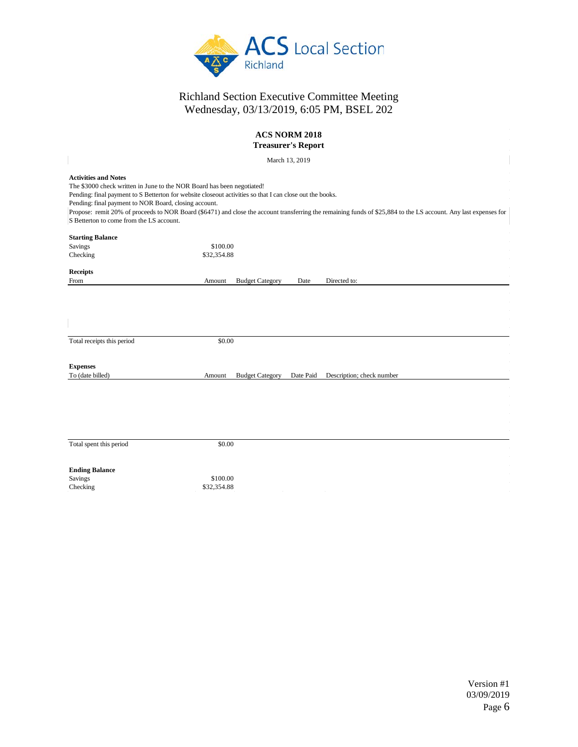# Richland Section Executive Committee Meeting
## Wednesday, 03/13/2019, 6:05 PM, BSEL 202

### ACS NORM 2018
### Treasurer's Report

March 13, 2019

**Activities and Notes**

The $3000 check written in June to the NOR Board has been negotiated!
Pending: final payment to S Betterton for website closeout activities so that I can close out the books.
Pending: final payment to NOR Board, closing account.
Propose: remit 20% of proceeds to NOR Board ($6471) and close the account transferring the remaining funds of $25,884 to the LS account. Any last expenses for S Betterton to come from the LS account.

**Starting Balance**

| | |
|---|---|
| Savings | $100.00 |
| Checking | $32,354.88 |

**Receipts**

| From | Amount | Budget Category | Date | Directed to: |
|---|---|---|---|---|
| Total receipts this period | $0.00 | | | |

**Expenses**

| To (date billed) | Amount | Budget Category | Date Paid | Description; check number |
|---|---|---|---|---|
| Total spent this period | $0.00 | | | |

**Ending Balance**

| | |
|---|---|
| Savings | $100.00 |
| Checking | $32,354.88 |

Version #1
03/09/2019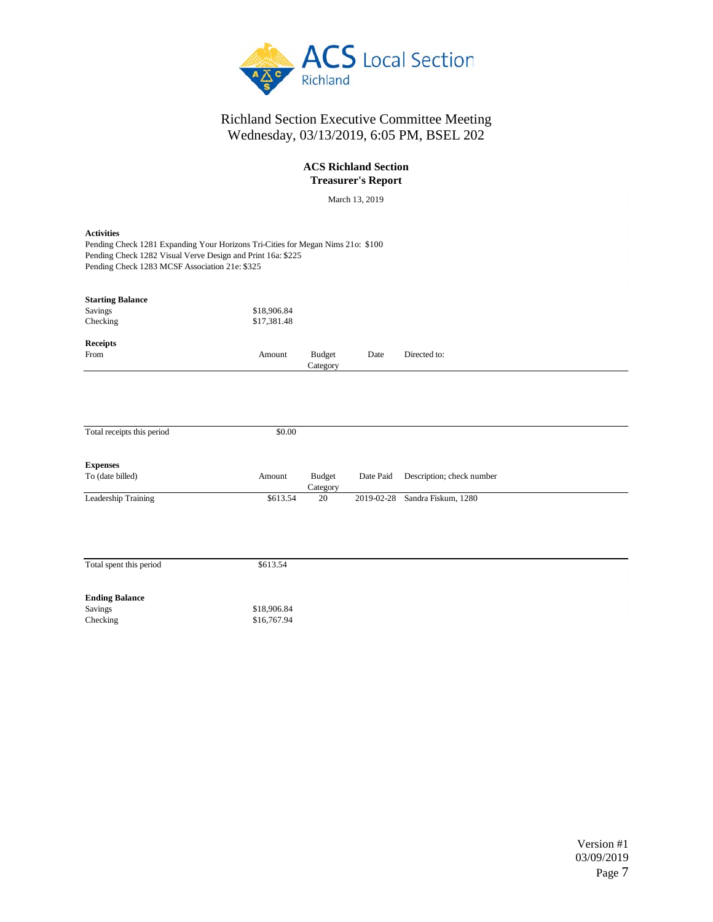# Richland Section Executive Committee Meeting
Wednesday, 03/13/2019, 6:05 PM, BSEL 202

## ACS Richland Section
## Treasurer's Report

March 13, 2019

**Activities**

Pending Check 1281 Expanding Your Horizons Tri-Cities for Megan Nims 21o: $100
Pending Check 1282 Visual Verve Design and Print 16a: $225
Pending Check 1283 MCSF Association 21e: $325

**Starting Balance**

| | |
|---|---|
| Savings | $18,906.84 |
| Checking | $17,381.48 |

**Receipts**

| From | Amount | Budget Category | Date | Directed to: |
|---|---|---|---|---|
| Total receipts this period | $0.00 | | | |

**Expenses**

| To (date billed) | Amount | Budget Category | Date Paid | Description; check number |
|---|---|---|---|---|
| Leadership Training | $613.54 | 20 | 2019-02-28 | Sandra Fiskum, 1280 |
| Total spent this period | $613.54 | | | |

**Ending Balance**

| | |
|---|---|
| Savings | $18,906.84 |
| Checking | $16,767.94 |

Version #1
03/09/2019